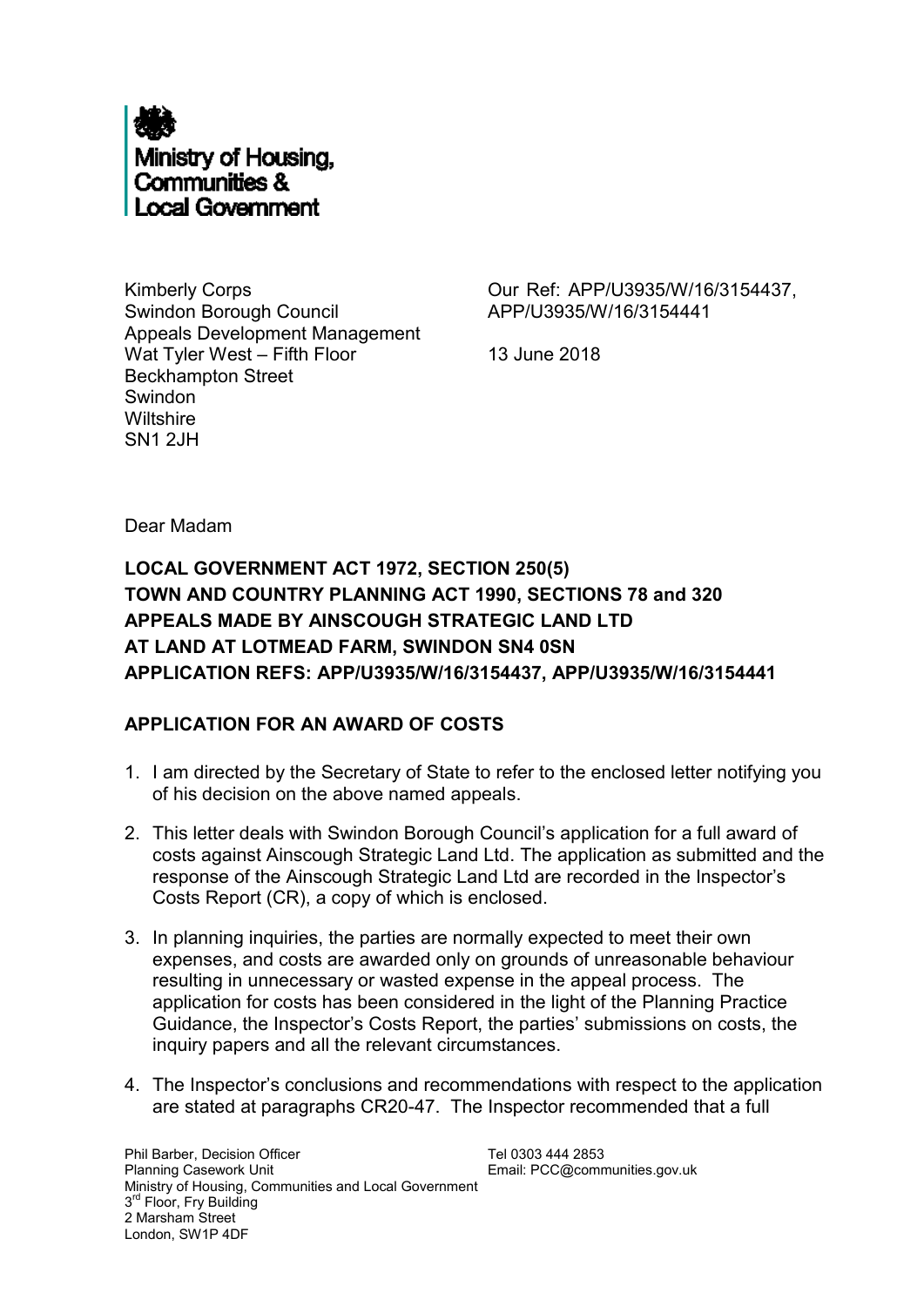Ministry of Housing, Communities & Local Government

Kimberly Corps
Swindon Borough Council
Appeals Development Management
Wat Tyler West – Fifth Floor
Beckhampton Street
Swindon
Wiltshire
SN1 2JH

Our Ref: APP/U3935/W/16/3154437, APP/U3935/W/16/3154441

13 June 2018

Dear Madam

**LOCAL GOVERNMENT ACT 1972, SECTION 250(5)**
**TOWN AND COUNTRY PLANNING ACT 1990, SECTIONS 78 and 320**
**APPEALS MADE BY AINSCOUGH STRATEGIC LAND LTD**
**AT LAND AT LOTMEAD FARM, SWINDON SN4 0SN**
**APPLICATION REFS: APP/U3935/W/16/3154437, APP/U3935/W/16/3154441**

**APPLICATION FOR AN AWARD OF COSTS**

1. I am directed by the Secretary of State to refer to the enclosed letter notifying you of his decision on the above named appeals.

2. This letter deals with Swindon Borough Council's application for a full award of costs against Ainscough Strategic Land Ltd. The application as submitted and the response of the Ainscough Strategic Land Ltd are recorded in the Inspector's Costs Report (CR), a copy of which is enclosed.

3. In planning inquiries, the parties are normally expected to meet their own expenses, and costs are awarded only on grounds of unreasonable behaviour resulting in unnecessary or wasted expense in the appeal process. The application for costs has been considered in the light of the Planning Practice Guidance, the Inspector's Costs Report, the parties' submissions on costs, the inquiry papers and all the relevant circumstances.

4. The Inspector's conclusions and recommendations with respect to the application are stated at paragraphs CR20-47. The Inspector recommended that a full

Phil Barber, Decision Officer
Planning Casework Unit
Ministry of Housing, Communities and Local Government
3rd Floor, Fry Building
2 Marsham Street
London, SW1P 4DF

Tel 0303 444 2853
Email: PCC@communities.gov.uk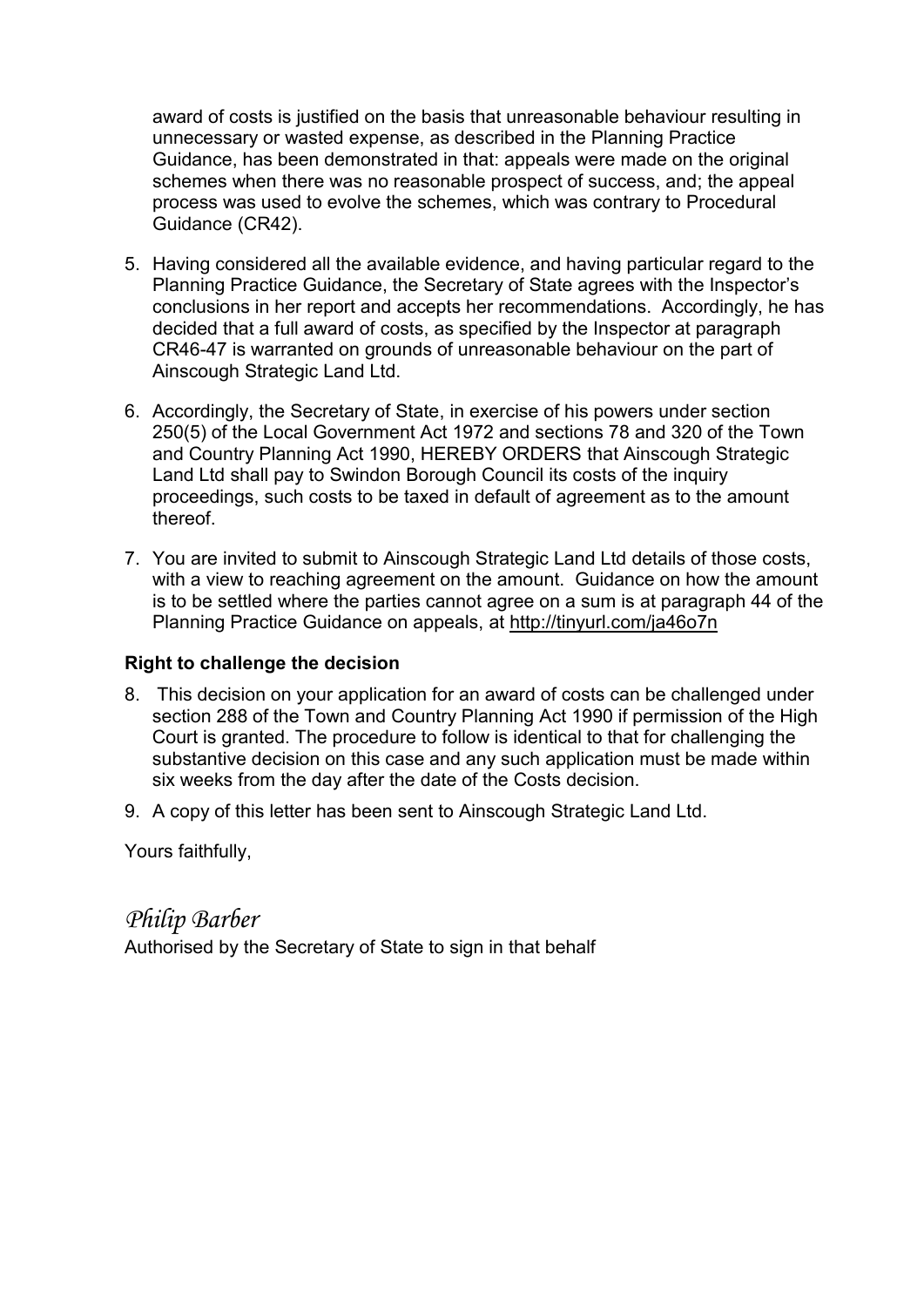award of costs is justified on the basis that unreasonable behaviour resulting in unnecessary or wasted expense, as described in the Planning Practice Guidance, has been demonstrated in that: appeals were made on the original schemes when there was no reasonable prospect of success, and; the appeal process was used to evolve the schemes, which was contrary to Procedural Guidance (CR42).

5. Having considered all the available evidence, and having particular regard to the Planning Practice Guidance, the Secretary of State agrees with the Inspector's conclusions in her report and accepts her recommendations. Accordingly, he has decided that a full award of costs, as specified by the Inspector at paragraph CR46-47 is warranted on grounds of unreasonable behaviour on the part of Ainscough Strategic Land Ltd.

6. Accordingly, the Secretary of State, in exercise of his powers under section 250(5) of the Local Government Act 1972 and sections 78 and 320 of the Town and Country Planning Act 1990, HEREBY ORDERS that Ainscough Strategic Land Ltd shall pay to Swindon Borough Council its costs of the inquiry proceedings, such costs to be taxed in default of agreement as to the amount thereof.

7. You are invited to submit to Ainscough Strategic Land Ltd details of those costs, with a view to reaching agreement on the amount. Guidance on how the amount is to be settled where the parties cannot agree on a sum is at paragraph 44 of the Planning Practice Guidance on appeals, at http://tinyurl.com/ja46o7n

**Right to challenge the decision**

8. This decision on your application for an award of costs can be challenged under section 288 of the Town and Country Planning Act 1990 if permission of the High Court is granted. The procedure to follow is identical to that for challenging the substantive decision on this case and any such application must be made within six weeks from the day after the date of the Costs decision.

9. A copy of this letter has been sent to Ainscough Strategic Land Ltd.

Yours faithfully,

*Philip Barber*

Authorised by the Secretary of State to sign in that behalf